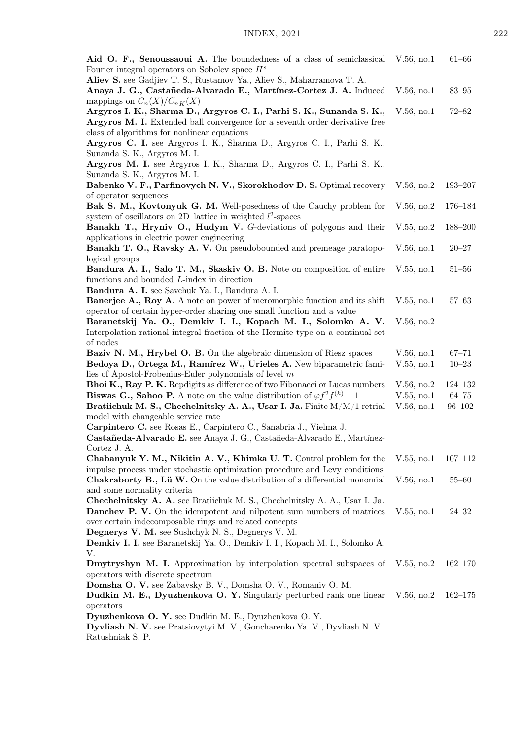**Aid O. F., Senoussaoui A.** The boundedness of a class of semiclassical Fourier integral operators on Sobolev space $H^s$ V.56, no.1 61–66

**Aliev S.** see Gadjiev T. S., Rustamov Ya., Aliev S., Maharramova T. A.

**Anaya J. G., Castañeda-Alvarado E., Martínez-Cortez J. A.** Induced mappings on $C_n(X)/C_{n_K}(X)$ V.56, no.1 83–95

**Argyros I. K., Sharma D., Argyros C. I., Parhi S. K., Sunanda S. K., Argyros M. I.** Extended ball convergence for a seventh order derivative free class of algorithms for nonlinear equations V.56, no.1 72–82

**Argyros C. I.** see Argyros I. K., Sharma D., Argyros C. I., Parhi S. K., Sunanda S. K., Argyros M. I.

**Argyros M. I.** see Argyros I. K., Sharma D., Argyros C. I., Parhi S. K., Sunanda S. K., Argyros M. I.

**Babenko V. F., Parfinovych N. V., Skorokhodov D. S.** Optimal recovery of operator sequences V.56, no.2 193–207

**Bak S. M., Kovtonyuk G. M.** Well-posedness of the Cauchy problem for system of oscillators on 2D–lattice in weighted $l^2$-spaces V.56, no.2 176–184

**Banakh T., Hryniv O., Hudym V.** $G$-deviations of polygons and their applications in electric power engineering V.55, no.2 188–200

**Banakh T. O., Ravsky A. V.** On pseudobounded and premeage paratopological groups V.56, no.1 20–27

**Bandura A. I., Salo T. M., Skaskiv O. B.** Note on composition of entire functions and bounded $L$-index in direction V.55, no.1 51–56

**Bandura A. I.** see Savchuk Ya. I., Bandura A. I.

**Banerjee A., Roy A.** A note on power of meromorphic function and its shift operator of certain hyper-order sharing one small function and a value V.55, no.1 57–63

**Baranetskij Ya. O., Demkiv I. I., Kopach M. I., Solomko A. V.** Interpolation rational integral fraction of the Hermite type on a continual set of nodes V.56, no.2 –

**Baziv N. M., Hrybel O. B.** On the algebraic dimension of Riesz spaces V.56, no.1 67–71

**Bedoya D., Ortega M., Ramírez W., Urieles A.** New biparametric families of Apostol-Frobenius-Euler polynomials of level $m$ V.55, no.1 10–23

**Bhoi K., Ray P. K.** Repdigits as difference of two Fibonacci or Lucas numbers V.56, no.2 124–132

**Biswas G., Sahoo P.** A note on the value distribution of $\varphi f^2 f^{(k)} - 1$ V.55, no.1 64–75

**Bratiichuk M. S., Chechelnitsky A. A., Usar I. Ja.** Finite M/M/1 retrial model with changeable service rate V.56, no.1 96–102

**Carpintero C.** see Rosas E., Carpintero C., Sanabria J., Vielma J.

**Castañeda-Alvarado E.** see Anaya J. G., Castañeda-Alvarado E., Martínez-Cortez J. A.

**Chabanyuk Y. M., Nikitin A. V., Khimka U. T.** Control problem for the impulse process under stochastic optimization procedure and Levy conditions V.55, no.1 107–112

**Chakraborty B., Lü W.** On the value distribution of a differential monomial and some normality criteria V.56, no.1 55–60

**Chechelnitsky A. A.** see Bratiichuk M. S., Chechelnitsky A. A., Usar I. Ja.

**Danchev P. V.** On the idempotent and nilpotent sum numbers of matrices over certain indecomposable rings and related concepts V.55, no.1 24–32

**Degnerys V. M.** see Sushchyk N. S., Degnerys V. M.

**Demkiv I. I.** see Baranetskij Ya. O., Demkiv I. I., Kopach M. I., Solomko A. V.

**Dmytryshyn M. I.** Approximation by interpolation spectral subspaces of operators with discrete spectrum V.55, no.2 162–170

**Domsha O. V.** see Zabavsky B. V., Domsha O. V., Romaniv O. M.

**Dudkin M. E., Dyuzhenkova O. Y.** Singularly perturbed rank one linear operators V.56, no.2 162–175

**Dyuzhenkova O. Y.** see Dudkin M. E., Dyuzhenkova O. Y.

**Dyvliash N. V.** see Pratsiovytyi M. V., Goncharenko Ya. V., Dyvliash N. V., Ratushniak S. P.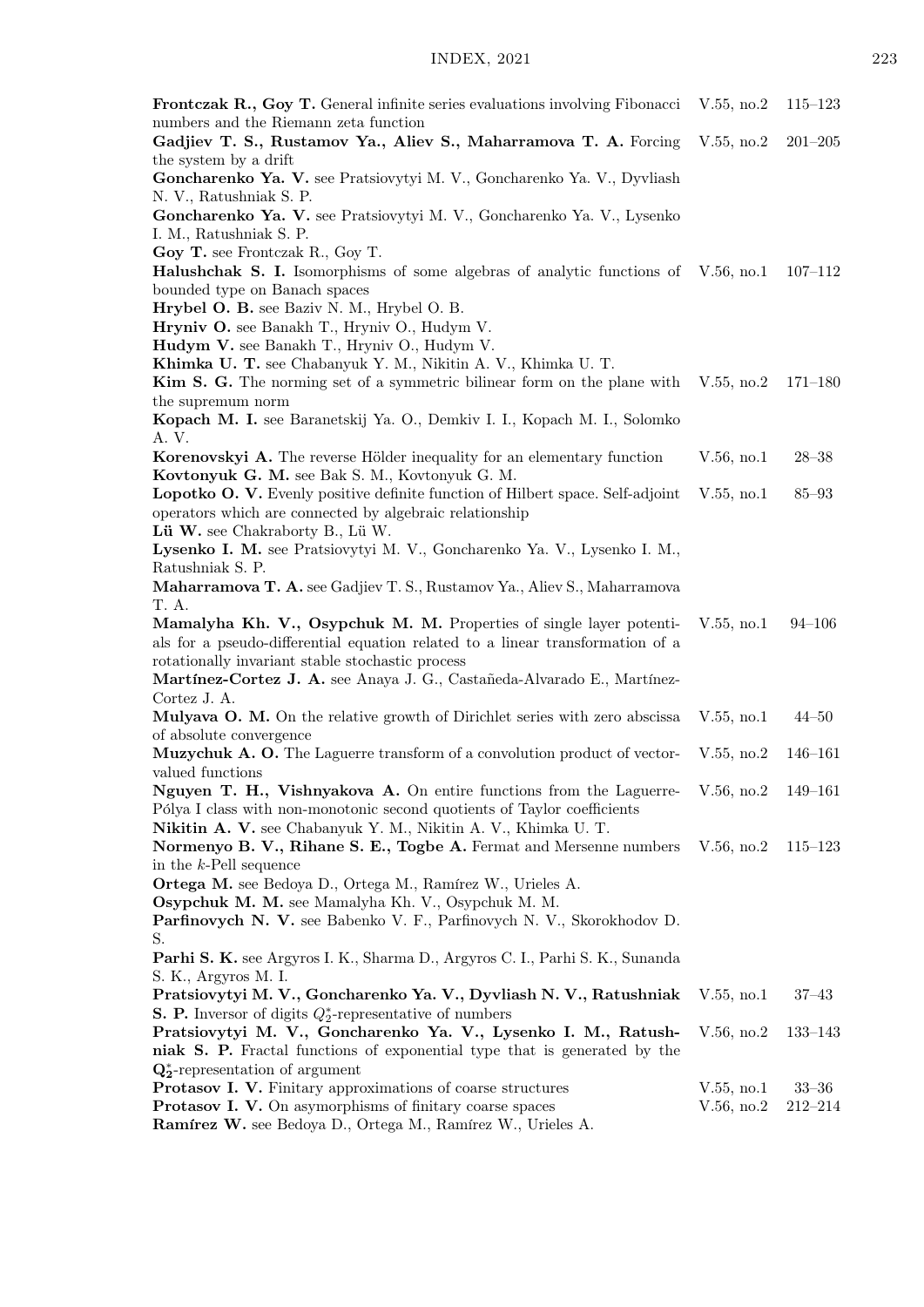**Frontczak R., Goy T.** General infinite series evaluations involving Fibonacci numbers and the Riemann zeta function — V.55, no.2, 115–123

**Gadjiev T. S., Rustamov Ya., Aliev S., Maharramova T. A.** Forcing the system by a drift — V.55, no.2, 201–205

**Goncharenko Ya. V.** see Pratsiovytyi M. V., Goncharenko Ya. V., Dyvliash N. V., Ratushniak S. P.

**Goncharenko Ya. V.** see Pratsiovytyi M. V., Goncharenko Ya. V., Lysenko I. M., Ratushniak S. P.

**Goy T.** see Frontczak R., Goy T.

**Halushchak S. I.** Isomorphisms of some algebras of analytic functions of bounded type on Banach spaces — V.56, no.1, 107–112

**Hrybel O. B.** see Baziv N. M., Hrybel O. B.

**Hryniv O.** see Banakh T., Hryniv O., Hudym V.

**Hudym V.** see Banakh T., Hryniv O., Hudym V.

**Khimka U. T.** see Chabanyuk Y. M., Nikitin A. V., Khimka U. T.

**Kim S. G.** The norming set of a symmetric bilinear form on the plane with the supremum norm — V.55, no.2, 171–180

**Kopach M. I.** see Baranetskij Ya. O., Demkiv I. I., Kopach M. I., Solomko A. V.

**Korenovskyi A.** The reverse Hölder inequality for an elementary function — V.56, no.1, 28–38

**Kovtonyuk G. M.** see Bak S. M., Kovtonyuk G. M.

**Lopotko O. V.** Evenly positive definite function of Hilbert space. Self-adjoint operators which are connected by algebraic relationship — V.55, no.1, 85–93

**Lü W.** see Chakraborty B., Lü W.

**Lysenko I. M.** see Pratsiovytyi M. V., Goncharenko Ya. V., Lysenko I. M., Ratushniak S. P.

**Maharramova T. A.** see Gadjiev T. S., Rustamov Ya., Aliev S., Maharramova T. A.

**Mamalyha Kh. V., Osypchuk M. M.** Properties of single layer potentials for a pseudo-differential equation related to a linear transformation of a rotationally invariant stable stochastic process — V.55, no.1, 94–106

**Martínez-Cortez J. A.** see Anaya J. G., Castañeda-Alvarado E., Martínez-Cortez J. A.

**Mulyava O. M.** On the relative growth of Dirichlet series with zero abscissa of absolute convergence — V.55, no.1, 44–50

**Muzychuk A. O.** The Laguerre transform of a convolution product of vector-valued functions — V.55, no.2, 146–161

**Nguyen T. H., Vishnyakova A.** On entire functions from the Laguerre-Pólya I class with non-monotonic second quotients of Taylor coefficients — V.56, no.2, 149–161

**Nikitin A. V.** see Chabanyuk Y. M., Nikitin A. V., Khimka U. T.

**Normenyo B. V., Rihane S. E., Togbe A.** Fermat and Mersenne numbers in the $k$-Pell sequence — V.56, no.2, 115–123

**Ortega M.** see Bedoya D., Ortega M., Ramírez W., Urieles A.

**Osypchuk M. M.** see Mamalyha Kh. V., Osypchuk M. M.

**Parfinovych N. V.** see Babenko V. F., Parfinovych N. V., Skorokhodov D. S.

**Parhi S. K.** see Argyros I. K., Sharma D., Argyros C. I., Parhi S. K., Sunanda S. K., Argyros M. I.

**Pratsiovytyi M. V., Goncharenko Ya. V., Dyvliash N. V., Ratushniak S. P.** Inversor of digits $Q_2^*$-representative of numbers — V.55, no.1, 37–43

**Pratsiovytyi M. V., Goncharenko Ya. V., Lysenko I. M., Ratushniak S. P.** Fractal functions of exponential type that is generated by the $\mathbf{Q_2^*}$-representation of argument — V.56, no.2, 133–143

**Protasov I. V.** Finitary approximations of coarse structures — V.55, no.1, 33–36

**Protasov I. V.** On asymorphisms of finitary coarse spaces — V.56, no.2, 212–214

**Ramírez W.** see Bedoya D., Ortega M., Ramírez W., Urieles A.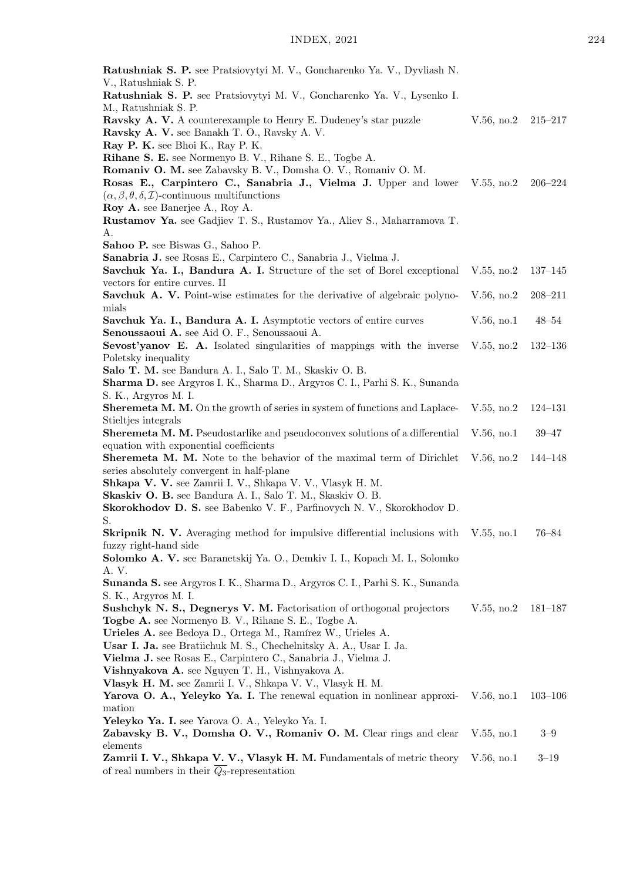**Ratushniak S. P.** see Pratsiovytyi M. V., Goncharenko Ya. V., Dyvliash N. V., Ratushniak S. P.

**Ratushniak S. P.** see Pratsiovytyi M. V., Goncharenko Ya. V., Lysenko I. M., Ratushniak S. P.

**Ravsky A. V.** A counterexample to Henry E. Dudeney's star puzzle — V.56, no.2 — 215–217

**Ravsky A. V.** see Banakh T. O., Ravsky A. V.

**Ray P. K.** see Bhoi K., Ray P. K.

**Rihane S. E.** see Normenyo B. V., Rihane S. E., Togbe A.

**Romaniv O. M.** see Zabavsky B. V., Domsha O. V., Romaniv O. M.

**Rosas E., Carpintero C., Sanabria J., Vielma J.** Upper and lower $(\alpha, \beta, \theta, \delta, \mathcal{I})$-continuous multifunctions — V.55, no.2 — 206–224

**Roy A.** see Banerjee A., Roy A.

**Rustamov Ya.** see Gadjiev T. S., Rustamov Ya., Aliev S., Maharramova T. A.

**Sahoo P.** see Biswas G., Sahoo P.

**Sanabria J.** see Rosas E., Carpintero C., Sanabria J., Vielma J.

**Savchuk Ya. I., Bandura A. I.** Structure of the set of Borel exceptional vectors for entire curves. II — V.55, no.2 — 137–145

**Savchuk A. V.** Point-wise estimates for the derivative of algebraic polynomials — V.56, no.2 — 208–211

**Savchuk Ya. I., Bandura A. I.** Asymptotic vectors of entire curves — V.56, no.1 — 48–54

**Senoussaoui A.** see Aid O. F., Senoussaoui A.

**Sevost'yanov E. A.** Isolated singularities of mappings with the inverse Poletsky inequality — V.55, no.2 — 132–136

**Salo T. M.** see Bandura A. I., Salo T. M., Skaskiv O. B.

**Sharma D.** see Argyros I. K., Sharma D., Argyros C. I., Parhi S. K., Sunanda S. K., Argyros M. I.

**Sheremeta M. M.** On the growth of series in system of functions and Laplace-Stieltjes integrals — V.55, no.2 — 124–131

**Sheremeta M. M.** Pseudostarlike and pseudoconvex solutions of a differential equation with exponential coefficients — V.56, no.1 — 39–47

**Sheremeta M. M.** Note to the behavior of the maximal term of Dirichlet series absolutely convergent in half-plane — V.56, no.2 — 144–148

**Shkapa V. V.** see Zamrii I. V., Shkapa V. V., Vlasyk H. M.

**Skaskiv O. B.** see Bandura A. I., Salo T. M., Skaskiv O. B.

**Skorokhodov D. S.** see Babenko V. F., Parfinovych N. V., Skorokhodov D. S.

**Skripnik N. V.** Averaging method for impulsive differential inclusions with fuzzy right-hand side — V.55, no.1 — 76–84

**Solomko A. V.** see Baranetskij Ya. O., Demkiv I. I., Kopach M. I., Solomko A. V.

**Sunanda S.** see Argyros I. K., Sharma D., Argyros C. I., Parhi S. K., Sunanda S. K., Argyros M. I.

**Sushchyk N. S., Degnerys V. M.** Factorisation of orthogonal projectors — V.55, no.2 — 181–187

**Togbe A.** see Normenyo B. V., Rihane S. E., Togbe A.

**Urieles A.** see Bedoya D., Ortega M., Ramírez W., Urieles A.

**Usar I. Ja.** see Bratiichuk M. S., Chechelnitsky A. A., Usar I. Ja.

**Vielma J.** see Rosas E., Carpintero C., Sanabria J., Vielma J.

**Vishnyakova A.** see Nguyen T. H., Vishnyakova A.

**Vlasyk H. M.** see Zamrii I. V., Shkapa V. V., Vlasyk H. M.

**Yarova O. A., Yeleyko Ya. I.** The renewal equation in nonlinear approximation — V.56, no.1 — 103–106

**Yeleyko Ya. I.** see Yarova O. A., Yeleyko Ya. I.

**Zabavsky B. V., Domsha O. V., Romaniv O. M.** Clear rings and clear elements — V.55, no.1 — 3–9

**Zamrii I. V., Shkapa V. V., Vlasyk H. M.** Fundamentals of metric theory of real numbers in their $\overline{Q_3}$-representation — V.56, no.1 — 3–19